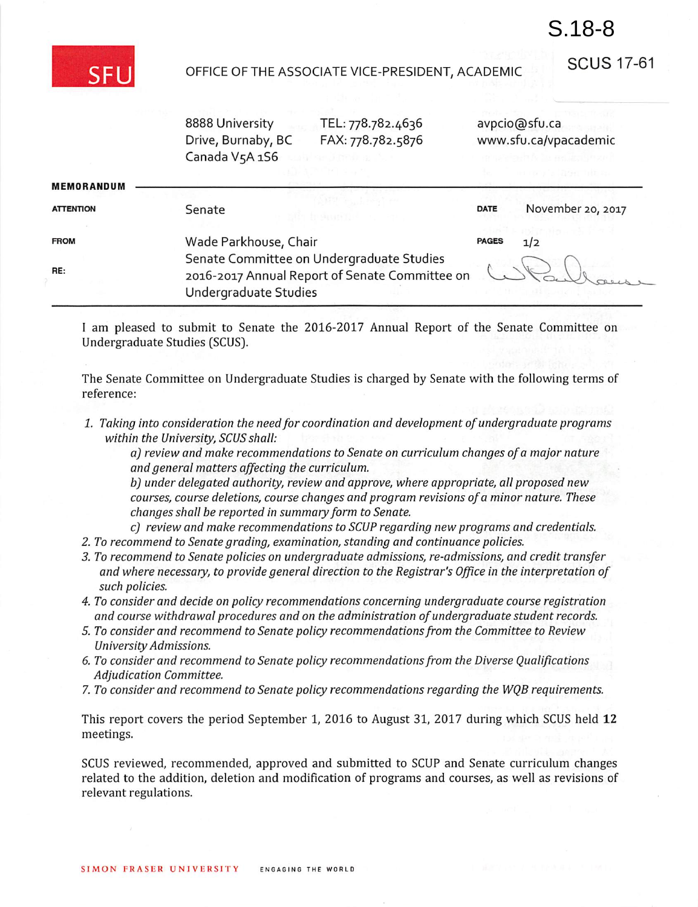S.18-8

SCUS 17-61

SFU

OFFICE OF THE ASSOCIATE VICE-PRESIDENT, ACADEMIC

8888 University Drive, Burnaby, BC Canada V5A 1S6

TEL: 778.782.4636
FAX: 778.782.5876

avpcio@sfu.ca
www.sfu.ca/vpacademic

**MEMORANDUM**

| | | | |
|---|---|---|---|
| **ATTENTION** | Senate | **DATE** | November 20, 2017 |
| **FROM** | Wade Parkhouse, Chair Senate Committee on Undergraduate Studies | **PAGES** | 1/2 |
| **RE:** | 2016-2017 Annual Report of Senate Committee on Undergraduate Studies | | |

I am pleased to submit to Senate the 2016-2017 Annual Report of the Senate Committee on Undergraduate Studies (SCUS).

The Senate Committee on Undergraduate Studies is charged by Senate with the following terms of reference:

1. *Taking into consideration the need for coordination and development of undergraduate programs within the University, SCUS shall:*
   - *a) review and make recommendations to Senate on curriculum changes of a major nature and general matters affecting the curriculum.*
   - *b) under delegated authority, review and approve, where appropriate, all proposed new courses, course deletions, course changes and program revisions of a minor nature. These changes shall be reported in summary form to Senate.*
   - *c) review and make recommendations to SCUP regarding new programs and credentials.*
2. *To recommend to Senate grading, examination, standing and continuance policies.*
3. *To recommend to Senate policies on undergraduate admissions, re-admissions, and credit transfer and where necessary, to provide general direction to the Registrar's Office in the interpretation of such policies.*
4. *To consider and decide on policy recommendations concerning undergraduate course registration and course withdrawal procedures and on the administration of undergraduate student records.*
5. *To consider and recommend to Senate policy recommendations from the Committee to Review University Admissions.*
6. *To consider and recommend to Senate policy recommendations from the Diverse Qualifications Adjudication Committee.*
7. *To consider and recommend to Senate policy recommendations regarding the WQB requirements.*

This report covers the period September 1, 2016 to August 31, 2017 during which SCUS held **12** meetings.

SCUS reviewed, recommended, approved and submitted to SCUP and Senate curriculum changes related to the addition, deletion and modification of programs and courses, as well as revisions of relevant regulations.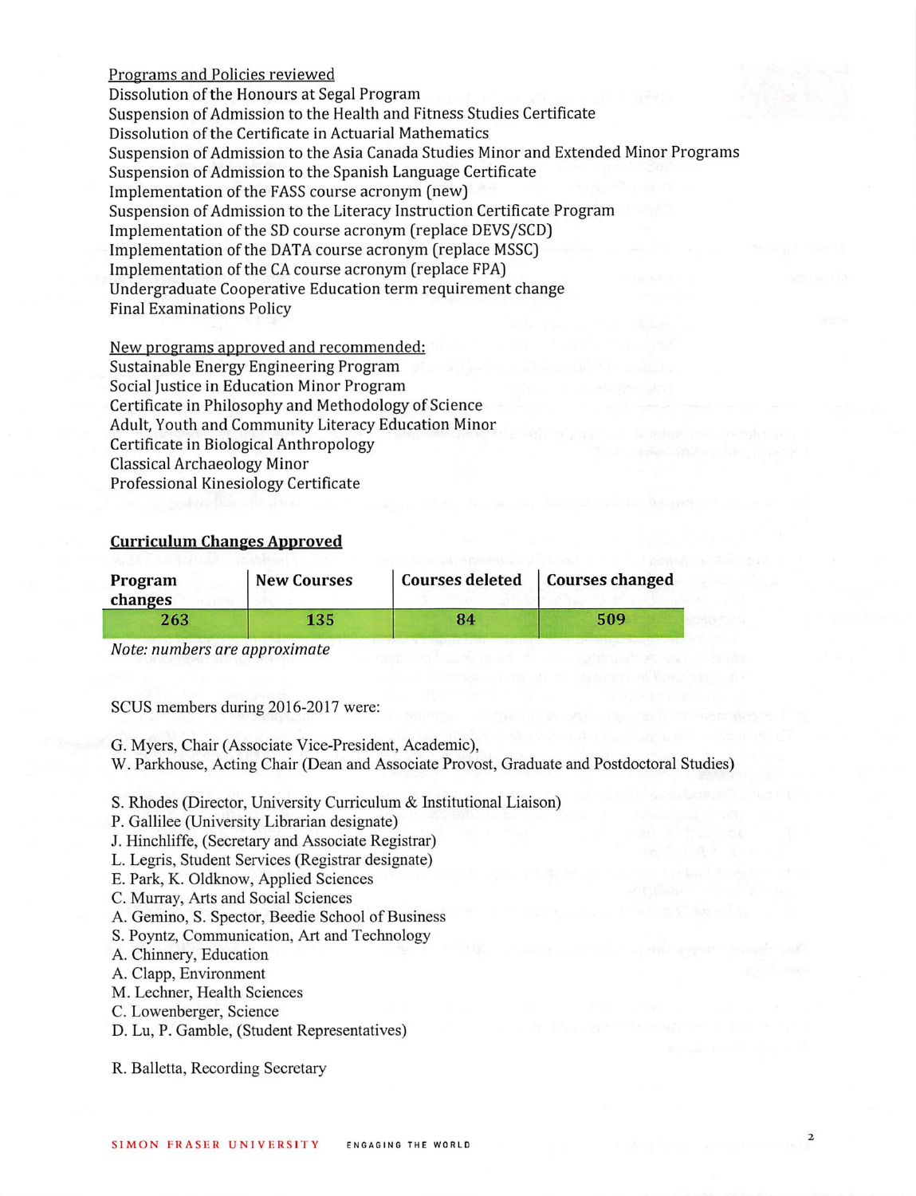Programs and Policies reviewed

Dissolution of the Honours at Segal Program
Suspension of Admission to the Health and Fitness Studies Certificate
Dissolution of the Certificate in Actuarial Mathematics
Suspension of Admission to the Asia Canada Studies Minor and Extended Minor Programs
Suspension of Admission to the Spanish Language Certificate
Implementation of the FASS course acronym (new)
Suspension of Admission to the Literacy Instruction Certificate Program
Implementation of the SD course acronym (replace DEVS/SCD)
Implementation of the DATA course acronym (replace MSSC)
Implementation of the CA course acronym (replace FPA)
Undergraduate Cooperative Education term requirement change
Final Examinations Policy

New programs approved and recommended:

Sustainable Energy Engineering Program
Social Justice in Education Minor Program
Certificate in Philosophy and Methodology of Science
Adult, Youth and Community Literacy Education Minor
Certificate in Biological Anthropology
Classical Archaeology Minor
Professional Kinesiology Certificate

**Curriculum Changes Approved**

| Program changes | New Courses | Courses deleted | Courses changed |
|---|---|---|---|
| 263 | 135 | 84 | 509 |

*Note: numbers are approximate*

SCUS members during 2016-2017 were:

G. Myers, Chair (Associate Vice-President, Academic),
W. Parkhouse, Acting Chair (Dean and Associate Provost, Graduate and Postdoctoral Studies)

S. Rhodes (Director, University Curriculum & Institutional Liaison)
P. Gallilee (University Librarian designate)
J. Hinchliffe, (Secretary and Associate Registrar)
L. Legris, Student Services (Registrar designate)
E. Park, K. Oldknow, Applied Sciences
C. Murray, Arts and Social Sciences
A. Gemino, S. Spector, Beedie School of Business
S. Poyntz, Communication, Art and Technology
A. Chinnery, Education
A. Clapp, Environment
M. Lechner, Health Sciences
C. Lowenberger, Science
D. Lu, P. Gamble, (Student Representatives)

R. Balletta, Recording Secretary